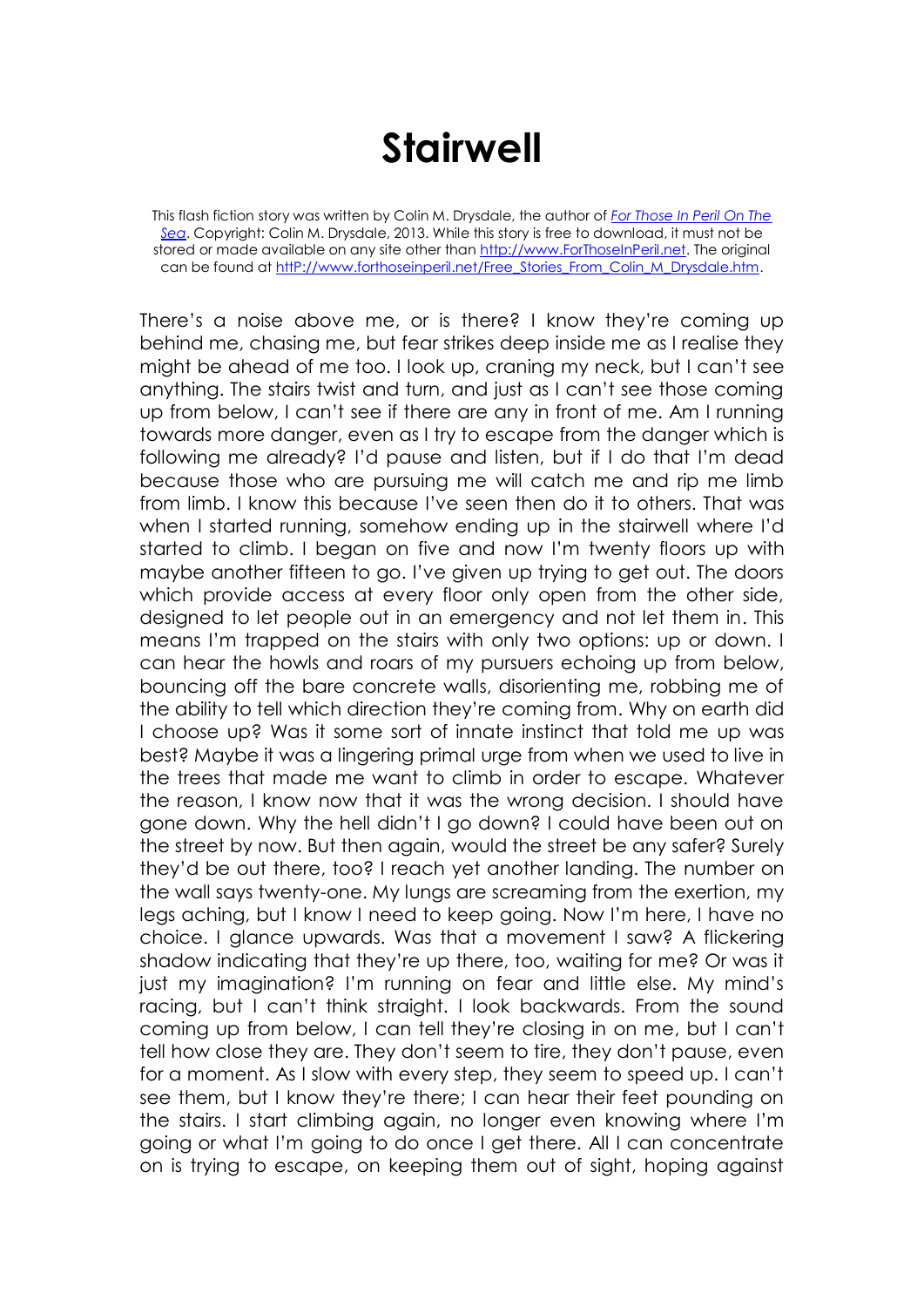# Stairwell

This flash fiction story was written by Colin M. Drysdale, the author of [*For Those In Peril On The Sea*](http://www.ForThoseInPeril.net). Copyright: Colin M. Drysdale, 2013. While this story is free to download, it must not be stored or made available on any site other than [http://www.ForThoseInPeril.net](http://www.ForThoseInPeril.net). The original can be found at [httP://www.forthoseinperil.net/Free_Stories_From_Colin_M_Drysdale.htm](httP://www.forthoseinperil.net/Free_Stories_From_Colin_M_Drysdale.htm).

There's a noise above me, or is there? I know they're coming up behind me, chasing me, but fear strikes deep inside me as I realise they might be ahead of me too. I look up, craning my neck, but I can't see anything. The stairs twist and turn, and just as I can't see those coming up from below, I can't see if there are any in front of me. Am I running towards more danger, even as I try to escape from the danger which is following me already? I'd pause and listen, but if I do that I'm dead because those who are pursuing me will catch me and rip me limb from limb. I know this because I've seen then do it to others. That was when I started running, somehow ending up in the stairwell where I'd started to climb. I began on five and now I'm twenty floors up with maybe another fifteen to go. I've given up trying to get out. The doors which provide access at every floor only open from the other side, designed to let people out in an emergency and not let them in. This means I'm trapped on the stairs with only two options: up or down. I can hear the howls and roars of my pursuers echoing up from below, bouncing off the bare concrete walls, disorienting me, robbing me of the ability to tell which direction they're coming from. Why on earth did I choose up? Was it some sort of innate instinct that told me up was best? Maybe it was a lingering primal urge from when we used to live in the trees that made me want to climb in order to escape. Whatever the reason, I know now that it was the wrong decision. I should have gone down. Why the hell didn't I go down? I could have been out on the street by now. But then again, would the street be any safer? Surely they'd be out there, too? I reach yet another landing. The number on the wall says twenty-one. My lungs are screaming from the exertion, my legs aching, but I know I need to keep going. Now I'm here, I have no choice. I glance upwards. Was that a movement I saw? A flickering shadow indicating that they're up there, too, waiting for me? Or was it just my imagination? I'm running on fear and little else. My mind's racing, but I can't think straight. I look backwards. From the sound coming up from below, I can tell they're closing in on me, but I can't tell how close they are. They don't seem to tire, they don't pause, even for a moment. As I slow with every step, they seem to speed up. I can't see them, but I know they're there; I can hear their feet pounding on the stairs. I start climbing again, no longer even knowing where I'm going or what I'm going to do once I get there. All I can concentrate on is trying to escape, on keeping them out of sight, hoping against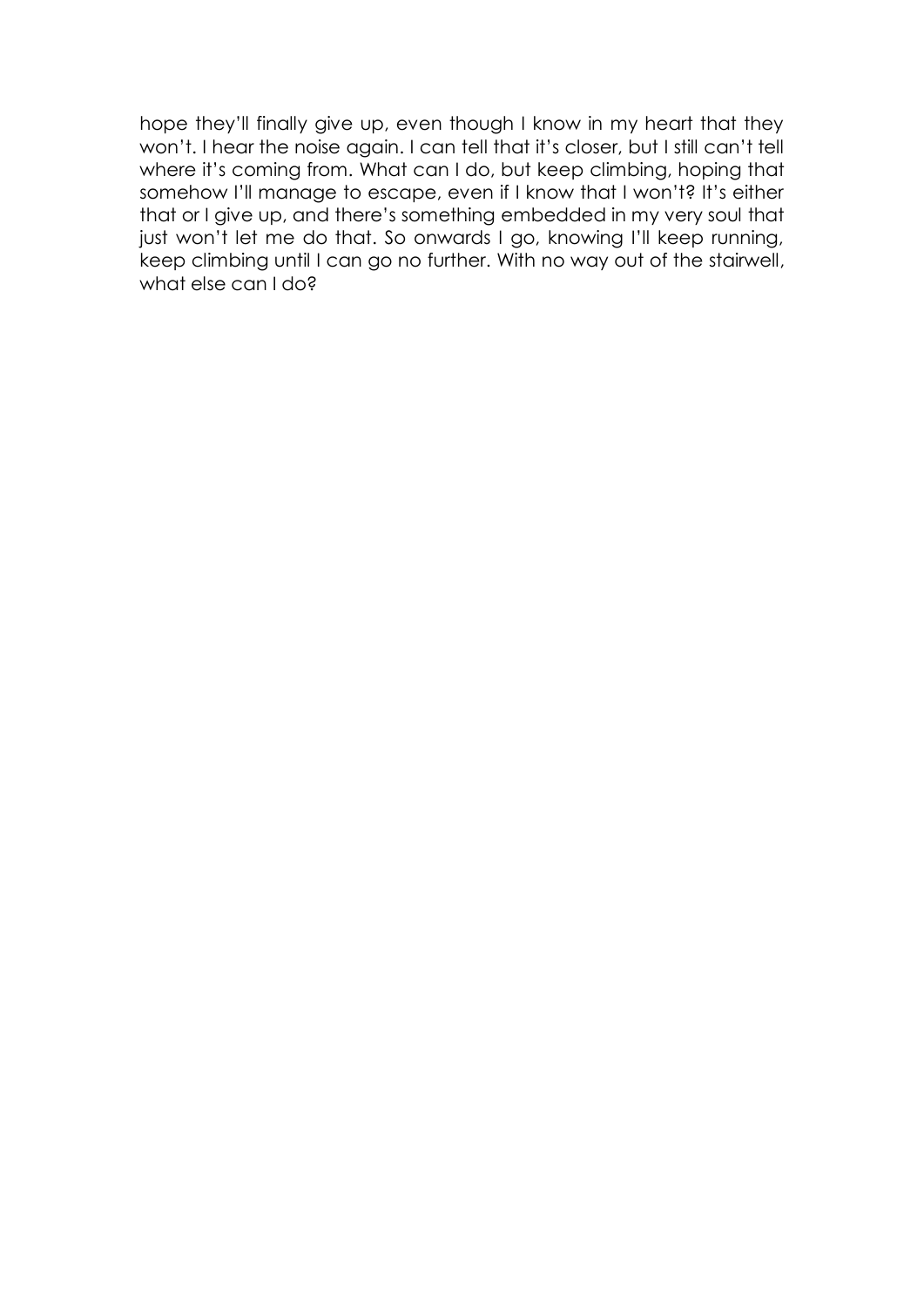hope they'll finally give up, even though I know in my heart that they won't. I hear the noise again. I can tell that it's closer, but I still can't tell where it's coming from. What can I do, but keep climbing, hoping that somehow I'll manage to escape, even if I know that I won't? It's either that or I give up, and there's something embedded in my very soul that just won't let me do that. So onwards I go, knowing I'll keep running, keep climbing until I can go no further. With no way out of the stairwell, what else can I do?